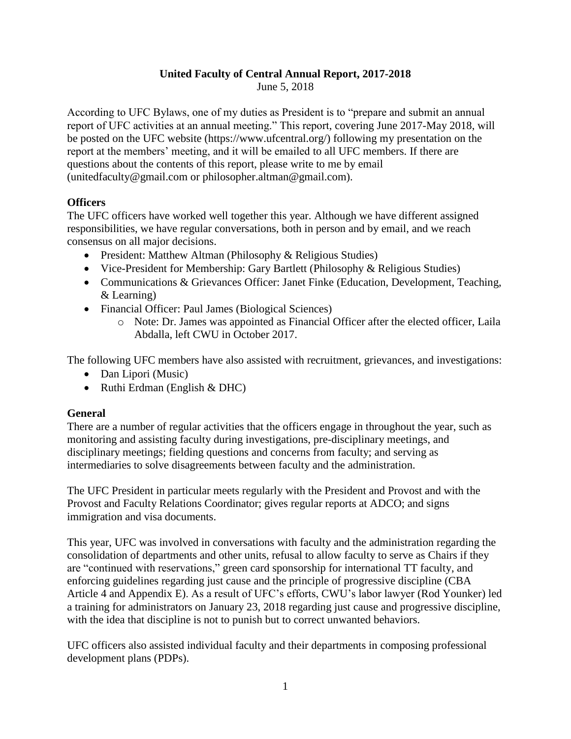# United Faculty of Central Annual Report, 2017-2018

June 5, 2018

According to UFC Bylaws, one of my duties as President is to "prepare and submit an annual report of UFC activities at an annual meeting." This report, covering June 2017-May 2018, will be posted on the UFC website (https://www.ufcentral.org/) following my presentation on the report at the members' meeting, and it will be emailed to all UFC members. If there are questions about the contents of this report, please write to me by email (unitedfaculty@gmail.com or philosopher.altman@gmail.com).

## Officers

The UFC officers have worked well together this year. Although we have different assigned responsibilities, we have regular conversations, both in person and by email, and we reach consensus on all major decisions.

- President: Matthew Altman (Philosophy & Religious Studies)
- Vice-President for Membership: Gary Bartlett (Philosophy & Religious Studies)
- Communications & Grievances Officer: Janet Finke (Education, Development, Teaching, & Learning)
- Financial Officer: Paul James (Biological Sciences)
    - Note: Dr. James was appointed as Financial Officer after the elected officer, Laila Abdalla, left CWU in October 2017.

The following UFC members have also assisted with recruitment, grievances, and investigations:

- Dan Lipori (Music)
- Ruthi Erdman (English & DHC)

## General

There are a number of regular activities that the officers engage in throughout the year, such as monitoring and assisting faculty during investigations, pre-disciplinary meetings, and disciplinary meetings; fielding questions and concerns from faculty; and serving as intermediaries to solve disagreements between faculty and the administration.

The UFC President in particular meets regularly with the President and Provost and with the Provost and Faculty Relations Coordinator; gives regular reports at ADCO; and signs immigration and visa documents.

This year, UFC was involved in conversations with faculty and the administration regarding the consolidation of departments and other units, refusal to allow faculty to serve as Chairs if they are "continued with reservations," green card sponsorship for international TT faculty, and enforcing guidelines regarding just cause and the principle of progressive discipline (CBA Article 4 and Appendix E). As a result of UFC's efforts, CWU's labor lawyer (Rod Younker) led a training for administrators on January 23, 2018 regarding just cause and progressive discipline, with the idea that discipline is not to punish but to correct unwanted behaviors.

UFC officers also assisted individual faculty and their departments in composing professional development plans (PDPs).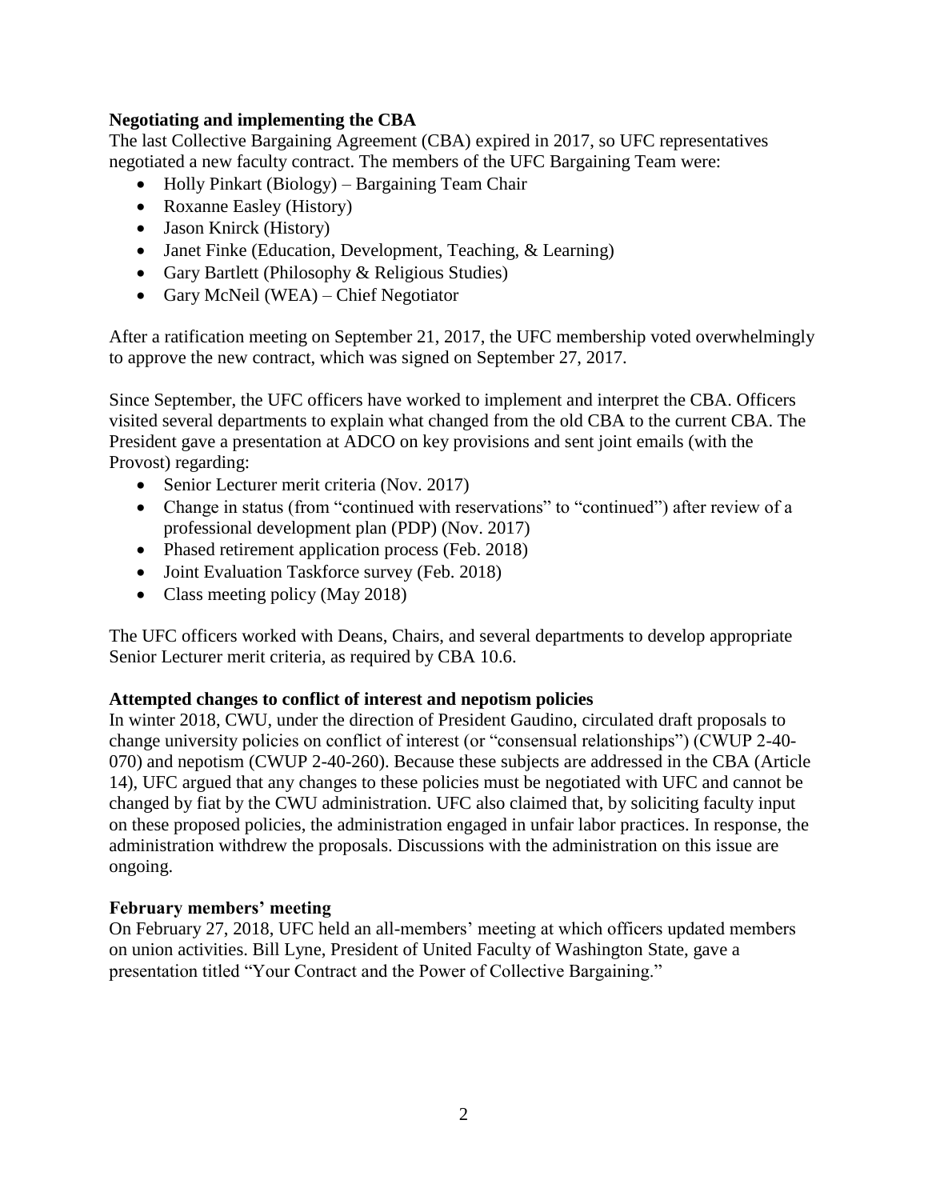**Negotiating and implementing the CBA**

The last Collective Bargaining Agreement (CBA) expired in 2017, so UFC representatives negotiated a new faculty contract. The members of the UFC Bargaining Team were:

- Holly Pinkart (Biology) – Bargaining Team Chair
- Roxanne Easley (History)
- Jason Knirck (History)
- Janet Finke (Education, Development, Teaching, & Learning)
- Gary Bartlett (Philosophy & Religious Studies)
- Gary McNeil (WEA) – Chief Negotiator

After a ratification meeting on September 21, 2017, the UFC membership voted overwhelmingly to approve the new contract, which was signed on September 27, 2017.

Since September, the UFC officers have worked to implement and interpret the CBA. Officers visited several departments to explain what changed from the old CBA to the current CBA. The President gave a presentation at ADCO on key provisions and sent joint emails (with the Provost) regarding:

- Senior Lecturer merit criteria (Nov. 2017)
- Change in status (from "continued with reservations" to "continued") after review of a professional development plan (PDP) (Nov. 2017)
- Phased retirement application process (Feb. 2018)
- Joint Evaluation Taskforce survey (Feb. 2018)
- Class meeting policy (May 2018)

The UFC officers worked with Deans, Chairs, and several departments to develop appropriate Senior Lecturer merit criteria, as required by CBA 10.6.

**Attempted changes to conflict of interest and nepotism policies**

In winter 2018, CWU, under the direction of President Gaudino, circulated draft proposals to change university policies on conflict of interest (or "consensual relationships") (CWUP 2-40-070) and nepotism (CWUP 2-40-260). Because these subjects are addressed in the CBA (Article 14), UFC argued that any changes to these policies must be negotiated with UFC and cannot be changed by fiat by the CWU administration. UFC also claimed that, by soliciting faculty input on these proposed policies, the administration engaged in unfair labor practices. In response, the administration withdrew the proposals. Discussions with the administration on this issue are ongoing.

**February members' meeting**

On February 27, 2018, UFC held an all-members' meeting at which officers updated members on union activities. Bill Lyne, President of United Faculty of Washington State, gave a presentation titled "Your Contract and the Power of Collective Bargaining."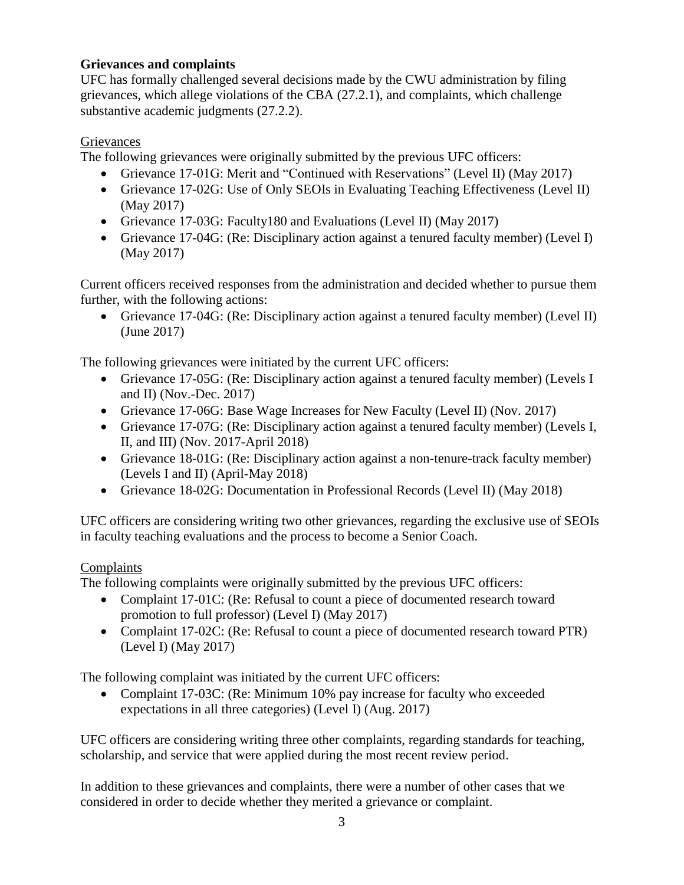**Grievances and complaints**

UFC has formally challenged several decisions made by the CWU administration by filing grievances, which allege violations of the CBA (27.2.1), and complaints, which challenge substantive academic judgments (27.2.2).

Grievances

The following grievances were originally submitted by the previous UFC officers:

- Grievance 17-01G: Merit and "Continued with Reservations" (Level II) (May 2017)
- Grievance 17-02G: Use of Only SEOIs in Evaluating Teaching Effectiveness (Level II) (May 2017)
- Grievance 17-03G: Faculty180 and Evaluations (Level II) (May 2017)
- Grievance 17-04G: (Re: Disciplinary action against a tenured faculty member) (Level I) (May 2017)

Current officers received responses from the administration and decided whether to pursue them further, with the following actions:

- Grievance 17-04G: (Re: Disciplinary action against a tenured faculty member) (Level II) (June 2017)

The following grievances were initiated by the current UFC officers:

- Grievance 17-05G: (Re: Disciplinary action against a tenured faculty member) (Levels I and II) (Nov.-Dec. 2017)
- Grievance 17-06G: Base Wage Increases for New Faculty (Level II) (Nov. 2017)
- Grievance 17-07G: (Re: Disciplinary action against a tenured faculty member) (Levels I, II, and III) (Nov. 2017-April 2018)
- Grievance 18-01G: (Re: Disciplinary action against a non-tenure-track faculty member) (Levels I and II) (April-May 2018)
- Grievance 18-02G: Documentation in Professional Records (Level II) (May 2018)

UFC officers are considering writing two other grievances, regarding the exclusive use of SEOIs in faculty teaching evaluations and the process to become a Senior Coach.

Complaints

The following complaints were originally submitted by the previous UFC officers:

- Complaint 17-01C: (Re: Refusal to count a piece of documented research toward promotion to full professor) (Level I) (May 2017)
- Complaint 17-02C: (Re: Refusal to count a piece of documented research toward PTR) (Level I) (May 2017)

The following complaint was initiated by the current UFC officers:

- Complaint 17-03C: (Re: Minimum 10% pay increase for faculty who exceeded expectations in all three categories) (Level I) (Aug. 2017)

UFC officers are considering writing three other complaints, regarding standards for teaching, scholarship, and service that were applied during the most recent review period.

In addition to these grievances and complaints, there were a number of other cases that we considered in order to decide whether they merited a grievance or complaint.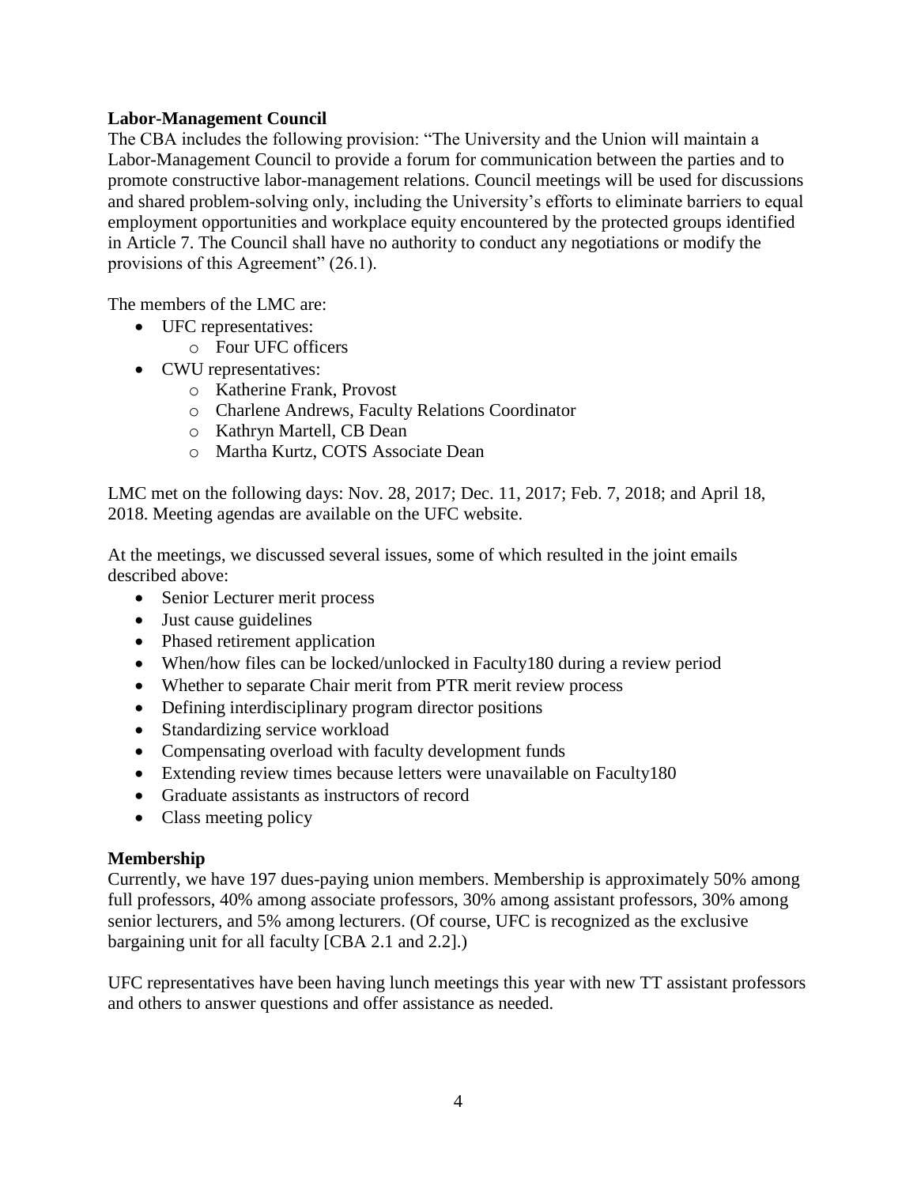**Labor-Management Council**

The CBA includes the following provision: "The University and the Union will maintain a Labor-Management Council to provide a forum for communication between the parties and to promote constructive labor-management relations. Council meetings will be used for discussions and shared problem-solving only, including the University's efforts to eliminate barriers to equal employment opportunities and workplace equity encountered by the protected groups identified in Article 7. The Council shall have no authority to conduct any negotiations or modify the provisions of this Agreement" (26.1).

The members of the LMC are:

- UFC representatives:
  - Four UFC officers
- CWU representatives:
  - Katherine Frank, Provost
  - Charlene Andrews, Faculty Relations Coordinator
  - Kathryn Martell, CB Dean
  - Martha Kurtz, COTS Associate Dean

LMC met on the following days: Nov. 28, 2017; Dec. 11, 2017; Feb. 7, 2018; and April 18, 2018. Meeting agendas are available on the UFC website.

At the meetings, we discussed several issues, some of which resulted in the joint emails described above:

- Senior Lecturer merit process
- Just cause guidelines
- Phased retirement application
- When/how files can be locked/unlocked in Faculty180 during a review period
- Whether to separate Chair merit from PTR merit review process
- Defining interdisciplinary program director positions
- Standardizing service workload
- Compensating overload with faculty development funds
- Extending review times because letters were unavailable on Faculty180
- Graduate assistants as instructors of record
- Class meeting policy

**Membership**

Currently, we have 197 dues-paying union members. Membership is approximately 50% among full professors, 40% among associate professors, 30% among assistant professors, 30% among senior lecturers, and 5% among lecturers. (Of course, UFC is recognized as the exclusive bargaining unit for all faculty [CBA 2.1 and 2.2].)

UFC representatives have been having lunch meetings this year with new TT assistant professors and others to answer questions and offer assistance as needed.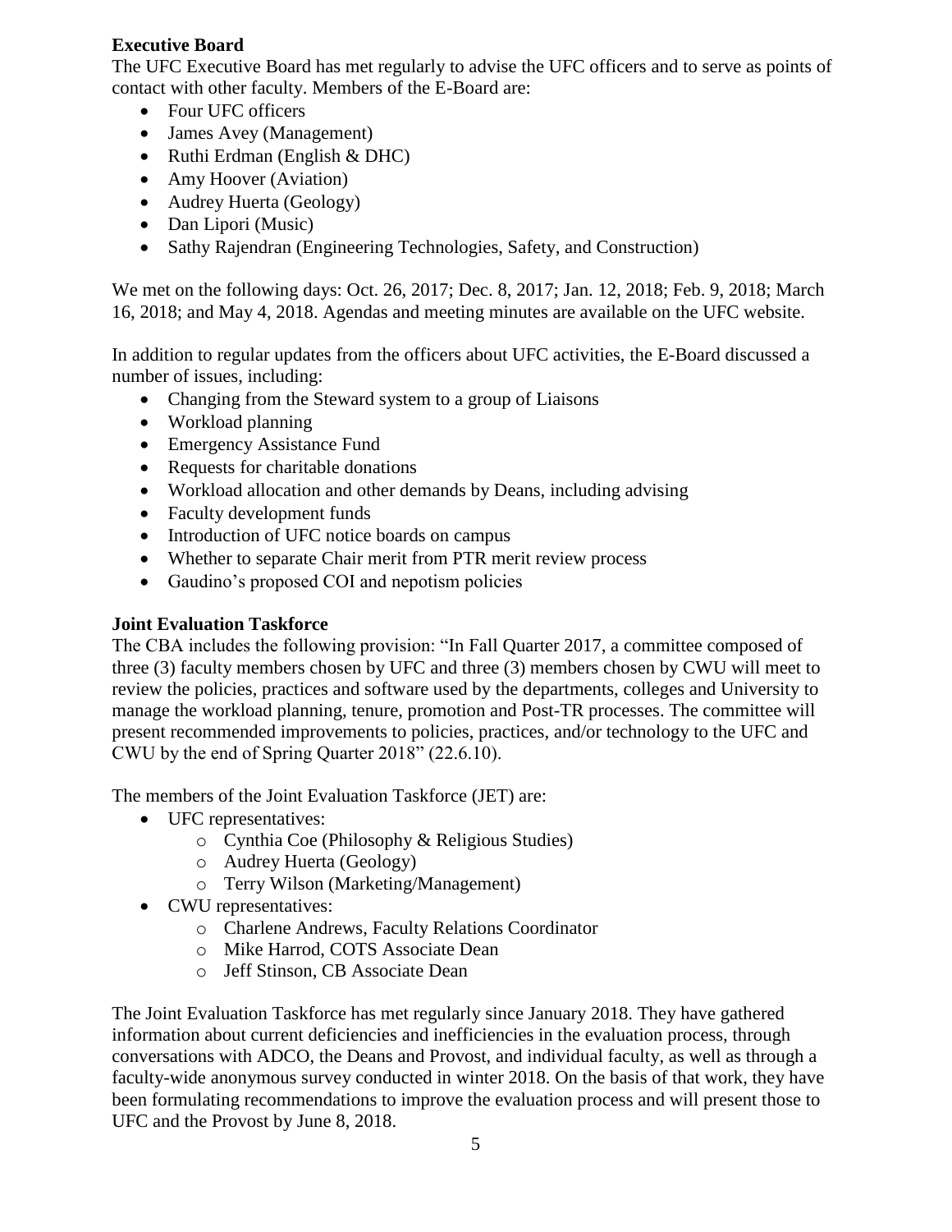**Executive Board**

The UFC Executive Board has met regularly to advise the UFC officers and to serve as points of contact with other faculty. Members of the E-Board are:

- Four UFC officers
- James Avey (Management)
- Ruthi Erdman (English & DHC)
- Amy Hoover (Aviation)
- Audrey Huerta (Geology)
- Dan Lipori (Music)
- Sathy Rajendran (Engineering Technologies, Safety, and Construction)

We met on the following days: Oct. 26, 2017; Dec. 8, 2017; Jan. 12, 2018; Feb. 9, 2018; March 16, 2018; and May 4, 2018. Agendas and meeting minutes are available on the UFC website.

In addition to regular updates from the officers about UFC activities, the E-Board discussed a number of issues, including:

- Changing from the Steward system to a group of Liaisons
- Workload planning
- Emergency Assistance Fund
- Requests for charitable donations
- Workload allocation and other demands by Deans, including advising
- Faculty development funds
- Introduction of UFC notice boards on campus
- Whether to separate Chair merit from PTR merit review process
- Gaudino's proposed COI and nepotism policies

**Joint Evaluation Taskforce**

The CBA includes the following provision: "In Fall Quarter 2017, a committee composed of three (3) faculty members chosen by UFC and three (3) members chosen by CWU will meet to review the policies, practices and software used by the departments, colleges and University to manage the workload planning, tenure, promotion and Post-TR processes. The committee will present recommended improvements to policies, practices, and/or technology to the UFC and CWU by the end of Spring Quarter 2018" (22.6.10).

The members of the Joint Evaluation Taskforce (JET) are:

- UFC representatives:
  - Cynthia Coe (Philosophy & Religious Studies)
  - Audrey Huerta (Geology)
  - Terry Wilson (Marketing/Management)
- CWU representatives:
  - Charlene Andrews, Faculty Relations Coordinator
  - Mike Harrod, COTS Associate Dean
  - Jeff Stinson, CB Associate Dean

The Joint Evaluation Taskforce has met regularly since January 2018. They have gathered information about current deficiencies and inefficiencies in the evaluation process, through conversations with ADCO, the Deans and Provost, and individual faculty, as well as through a faculty-wide anonymous survey conducted in winter 2018. On the basis of that work, they have been formulating recommendations to improve the evaluation process and will present those to UFC and the Provost by June 8, 2018.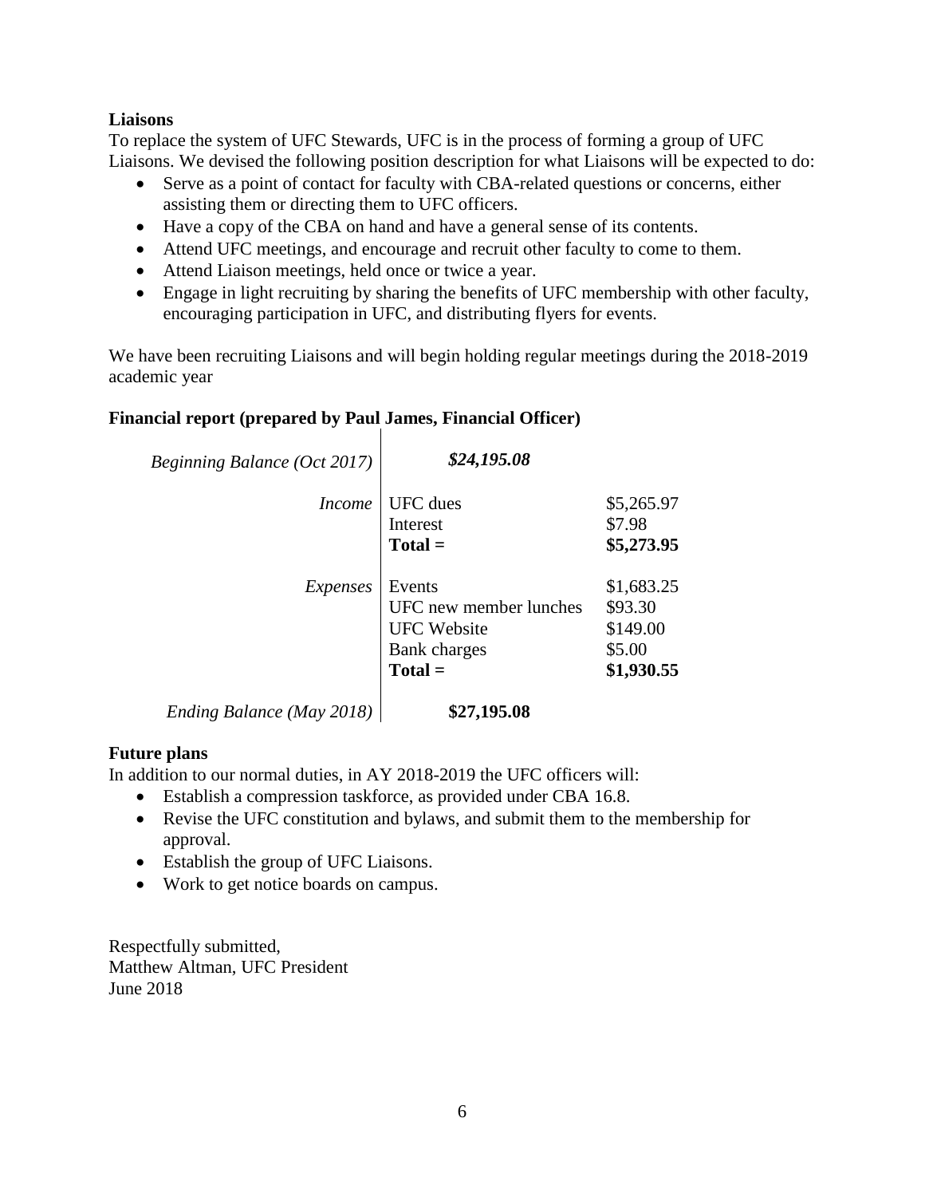**Liaisons**

To replace the system of UFC Stewards, UFC is in the process of forming a group of UFC Liaisons. We devised the following position description for what Liaisons will be expected to do:

- Serve as a point of contact for faculty with CBA-related questions or concerns, either assisting them or directing them to UFC officers.
- Have a copy of the CBA on hand and have a general sense of its contents.
- Attend UFC meetings, and encourage and recruit other faculty to come to them.
- Attend Liaison meetings, held once or twice a year.
- Engage in light recruiting by sharing the benefits of UFC membership with other faculty, encouraging participation in UFC, and distributing flyers for events.

We have been recruiting Liaisons and will begin holding regular meetings during the 2018-2019 academic year

**Financial report (prepared by Paul James, Financial Officer)**

| | | |
|---|---|---|
| *Beginning Balance (Oct 2017)* | ***$24,195.08*** | |
| *Income* | UFC dues | $5,265.97 |
| | Interest | $7.98 |
| | **Total =** | **$5,273.95** |
| *Expenses* | Events | $1,683.25 |
| | UFC new member lunches | $93.30 |
| | UFC Website | $149.00 |
| | Bank charges | $5.00 |
| | **Total =** | **$1,930.55** |
| *Ending Balance (May 2018)* | **$27,195.08** | |

**Future plans**

In addition to our normal duties, in AY 2018-2019 the UFC officers will:

- Establish a compression taskforce, as provided under CBA 16.8.
- Revise the UFC constitution and bylaws, and submit them to the membership for approval.
- Establish the group of UFC Liaisons.
- Work to get notice boards on campus.

Respectfully submitted,
Matthew Altman, UFC President
June 2018